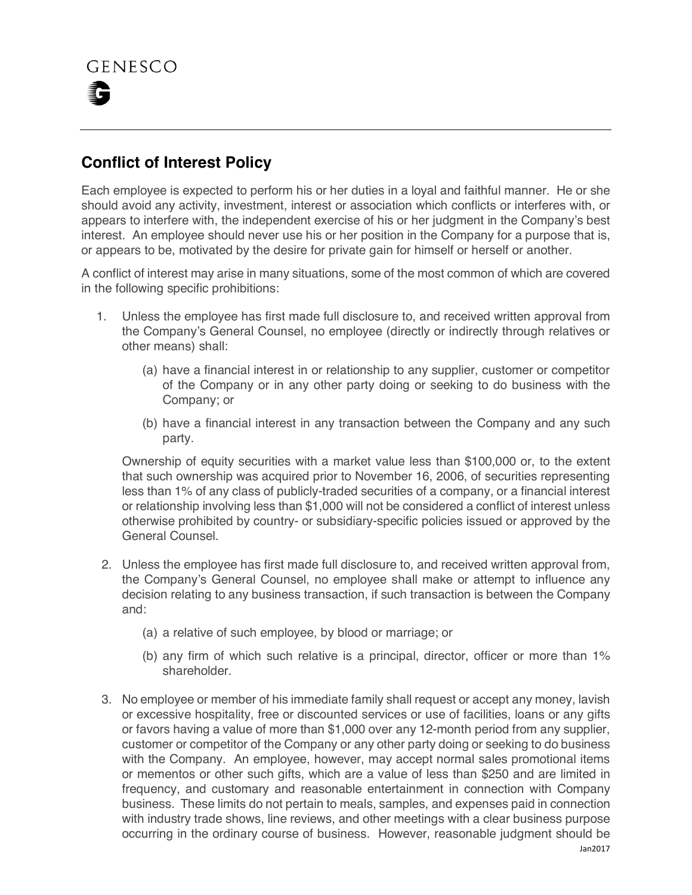GENESCO

## Conflict of Interest Policy

Each employee is expected to perform his or her duties in a loyal and faithful manner. He or she should avoid any activity, investment, interest or association which conflicts or interferes with, or appears to interfere with, the independent exercise of his or her judgment in the Company's best interest. An employee should never use his or her position in the Company for a purpose that is, or appears to be, motivated by the desire for private gain for himself or herself or another.

A conflict of interest may arise in many situations, some of the most common of which are covered in the following specific prohibitions:

1. Unless the employee has first made full disclosure to, and received written approval from the Company's General Counsel, no employee (directly or indirectly through relatives or other means) shall:

   (a) have a financial interest in or relationship to any supplier, customer or competitor of the Company or in any other party doing or seeking to do business with the Company; or

   (b) have a financial interest in any transaction between the Company and any such party.

   Ownership of equity securities with a market value less than $100,000 or, to the extent that such ownership was acquired prior to November 16, 2006, of securities representing less than 1% of any class of publicly-traded securities of a company, or a financial interest or relationship involving less than $1,000 will not be considered a conflict of interest unless otherwise prohibited by country- or subsidiary-specific policies issued or approved by the General Counsel.

2. Unless the employee has first made full disclosure to, and received written approval from, the Company's General Counsel, no employee shall make or attempt to influence any decision relating to any business transaction, if such transaction is between the Company and:

   (a) a relative of such employee, by blood or marriage; or

   (b) any firm of which such relative is a principal, director, officer or more than 1% shareholder.

3. No employee or member of his immediate family shall request or accept any money, lavish or excessive hospitality, free or discounted services or use of facilities, loans or any gifts or favors having a value of more than $1,000 over any 12-month period from any supplier, customer or competitor of the Company or any other party doing or seeking to do business with the Company. An employee, however, may accept normal sales promotional items or mementos or other such gifts, which are a value of less than $250 and are limited in frequency, and customary and reasonable entertainment in connection with Company business. These limits do not pertain to meals, samples, and expenses paid in connection with industry trade shows, line reviews, and other meetings with a clear business purpose occurring in the ordinary course of business. However, reasonable judgment should be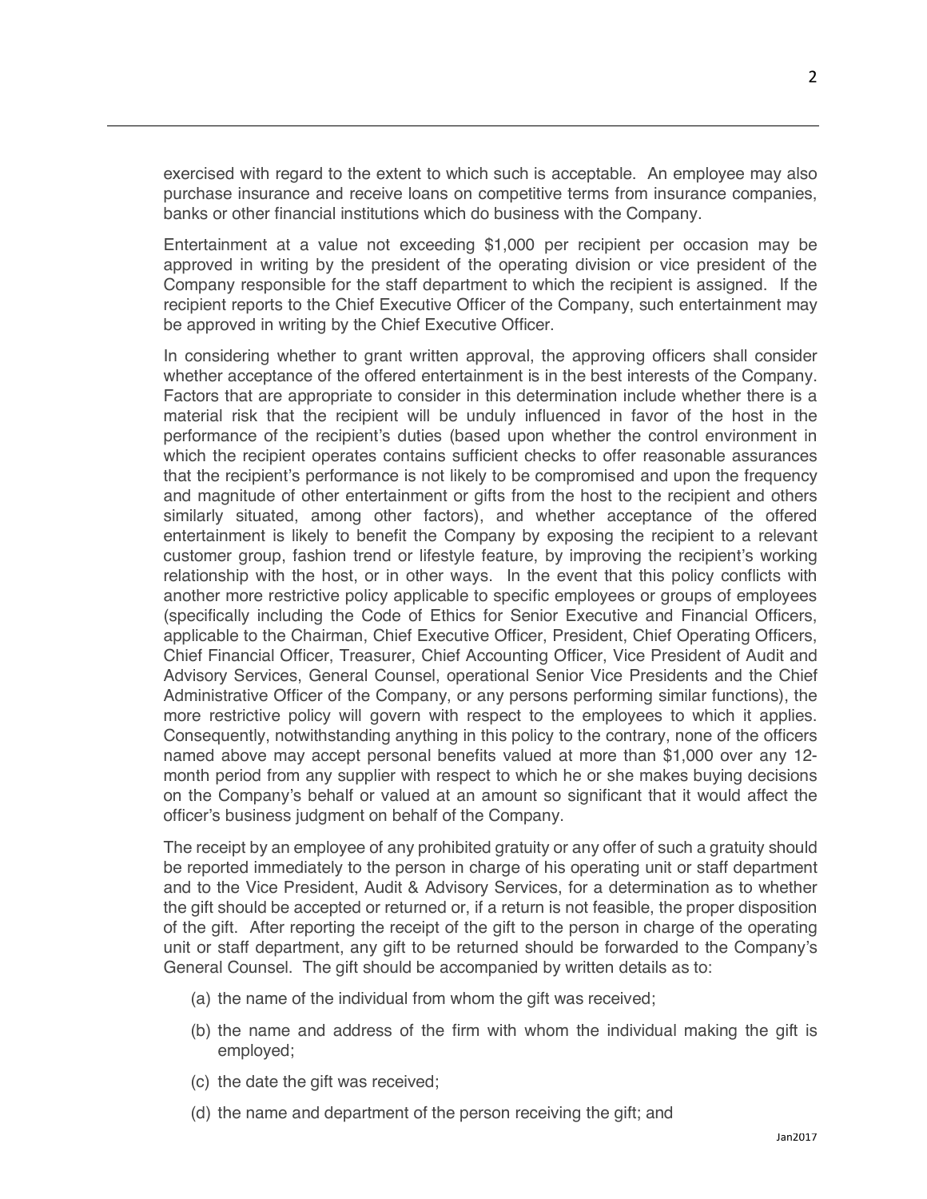exercised with regard to the extent to which such is acceptable. An employee may also purchase insurance and receive loans on competitive terms from insurance companies, banks or other financial institutions which do business with the Company.

Entertainment at a value not exceeding $1,000 per recipient per occasion may be approved in writing by the president of the operating division or vice president of the Company responsible for the staff department to which the recipient is assigned. If the recipient reports to the Chief Executive Officer of the Company, such entertainment may be approved in writing by the Chief Executive Officer.

In considering whether to grant written approval, the approving officers shall consider whether acceptance of the offered entertainment is in the best interests of the Company. Factors that are appropriate to consider in this determination include whether there is a material risk that the recipient will be unduly influenced in favor of the host in the performance of the recipient's duties (based upon whether the control environment in which the recipient operates contains sufficient checks to offer reasonable assurances that the recipient's performance is not likely to be compromised and upon the frequency and magnitude of other entertainment or gifts from the host to the recipient and others similarly situated, among other factors), and whether acceptance of the offered entertainment is likely to benefit the Company by exposing the recipient to a relevant customer group, fashion trend or lifestyle feature, by improving the recipient's working relationship with the host, or in other ways. In the event that this policy conflicts with another more restrictive policy applicable to specific employees or groups of employees (specifically including the Code of Ethics for Senior Executive and Financial Officers, applicable to the Chairman, Chief Executive Officer, President, Chief Operating Officers, Chief Financial Officer, Treasurer, Chief Accounting Officer, Vice President of Audit and Advisory Services, General Counsel, operational Senior Vice Presidents and the Chief Administrative Officer of the Company, or any persons performing similar functions), the more restrictive policy will govern with respect to the employees to which it applies. Consequently, notwithstanding anything in this policy to the contrary, none of the officers named above may accept personal benefits valued at more than $1,000 over any 12-month period from any supplier with respect to which he or she makes buying decisions on the Company's behalf or valued at an amount so significant that it would affect the officer's business judgment on behalf of the Company.

The receipt by an employee of any prohibited gratuity or any offer of such a gratuity should be reported immediately to the person in charge of his operating unit or staff department and to the Vice President, Audit & Advisory Services, for a determination as to whether the gift should be accepted or returned or, if a return is not feasible, the proper disposition of the gift. After reporting the receipt of the gift to the person in charge of the operating unit or staff department, any gift to be returned should be forwarded to the Company's General Counsel. The gift should be accompanied by written details as to:

(a) the name of the individual from whom the gift was received;

(b) the name and address of the firm with whom the individual making the gift is employed;

(c) the date the gift was received;

(d) the name and department of the person receiving the gift; and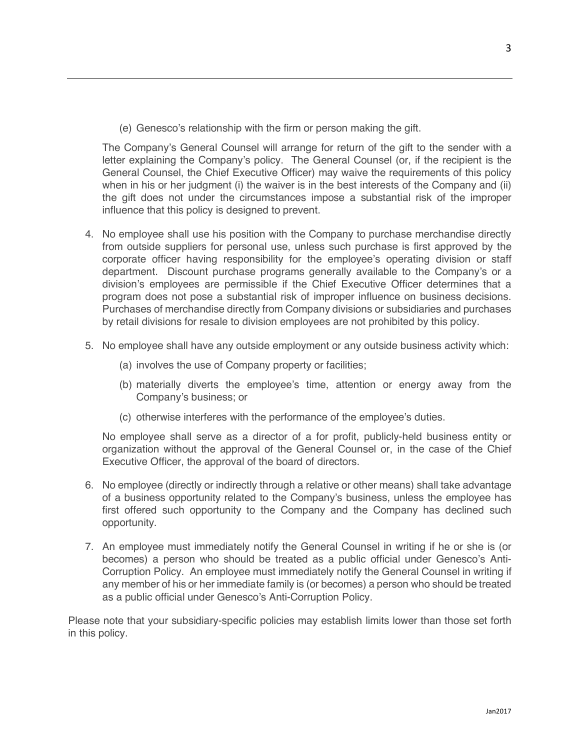(e) Genesco's relationship with the firm or person making the gift.

The Company's General Counsel will arrange for return of the gift to the sender with a letter explaining the Company's policy. The General Counsel (or, if the recipient is the General Counsel, the Chief Executive Officer) may waive the requirements of this policy when in his or her judgment (i) the waiver is in the best interests of the Company and (ii) the gift does not under the circumstances impose a substantial risk of the improper influence that this policy is designed to prevent.

4. No employee shall use his position with the Company to purchase merchandise directly from outside suppliers for personal use, unless such purchase is first approved by the corporate officer having responsibility for the employee's operating division or staff department. Discount purchase programs generally available to the Company's or a division's employees are permissible if the Chief Executive Officer determines that a program does not pose a substantial risk of improper influence on business decisions. Purchases of merchandise directly from Company divisions or subsidiaries and purchases by retail divisions for resale to division employees are not prohibited by this policy.

5. No employee shall have any outside employment or any outside business activity which:

   (a) involves the use of Company property or facilities;

   (b) materially diverts the employee's time, attention or energy away from the Company's business; or

   (c) otherwise interferes with the performance of the employee's duties.

   No employee shall serve as a director of a for profit, publicly-held business entity or organization without the approval of the General Counsel or, in the case of the Chief Executive Officer, the approval of the board of directors.

6. No employee (directly or indirectly through a relative or other means) shall take advantage of a business opportunity related to the Company's business, unless the employee has first offered such opportunity to the Company and the Company has declined such opportunity.

7. An employee must immediately notify the General Counsel in writing if he or she is (or becomes) a person who should be treated as a public official under Genesco's Anti-Corruption Policy. An employee must immediately notify the General Counsel in writing if any member of his or her immediate family is (or becomes) a person who should be treated as a public official under Genesco's Anti-Corruption Policy.

Please note that your subsidiary-specific policies may establish limits lower than those set forth in this policy.